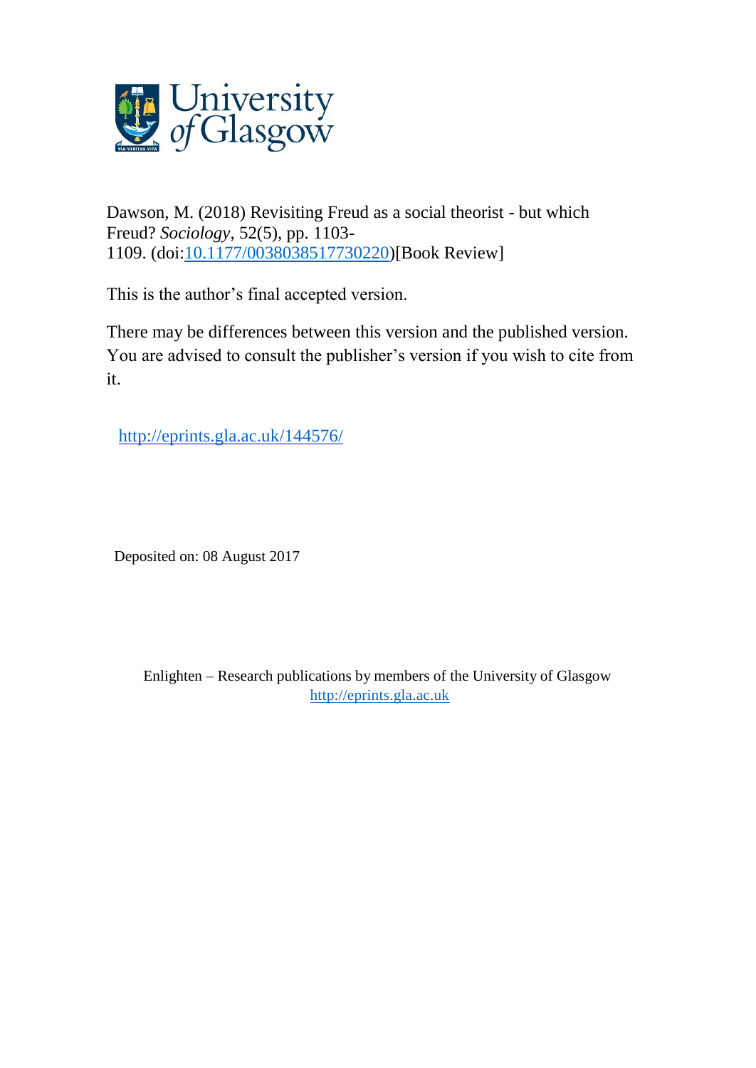Dawson, M. (2018) Revisiting Freud as a social theorist - but which Freud? *Sociology*, 52(5), pp. 1103-1109. (doi:[10.1177/0038038517730220](https://doi.org/10.1177/0038038517730220))[Book Review]

This is the author's final accepted version.

There may be differences between this version and the published version. You are advised to consult the publisher's version if you wish to cite from it.

http://eprints.gla.ac.uk/144576/

Deposited on: 08 August 2017

Enlighten – Research publications by members of the University of Glasgow
http://eprints.gla.ac.uk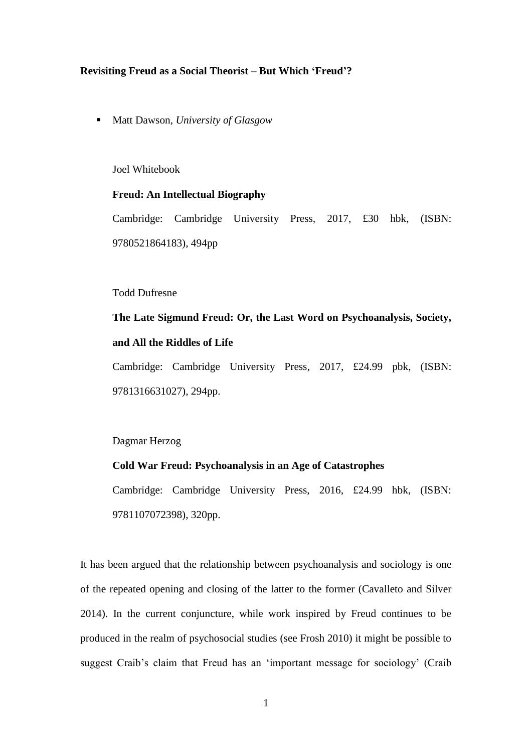**Revisiting Freud as a Social Theorist – But Which 'Freud'?**

- Matt Dawson, *University of Glasgow*

Joel Whitebook

**Freud: An Intellectual Biography**

Cambridge: Cambridge University Press, 2017, £30 hbk, (ISBN: 9780521864183), 494pp

Todd Dufresne

**The Late Sigmund Freud: Or, the Last Word on Psychoanalysis, Society, and All the Riddles of Life**

Cambridge: Cambridge University Press, 2017, £24.99 pbk, (ISBN: 9781316631027), 294pp.

Dagmar Herzog

**Cold War Freud: Psychoanalysis in an Age of Catastrophes**

Cambridge: Cambridge University Press, 2016, £24.99 hbk, (ISBN: 9781107072398), 320pp.

It has been argued that the relationship between psychoanalysis and sociology is one of the repeated opening and closing of the latter to the former (Cavalleto and Silver 2014). In the current conjuncture, while work inspired by Freud continues to be produced in the realm of psychosocial studies (see Frosh 2010) it might be possible to suggest Craib's claim that Freud has an 'important message for sociology' (Craib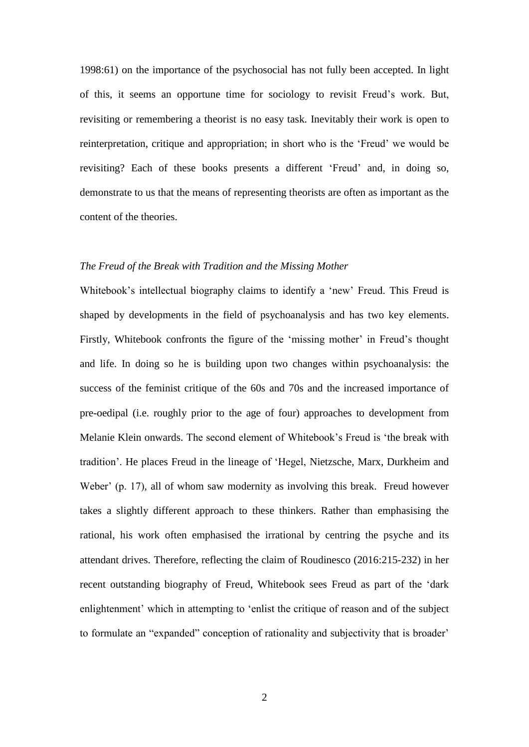1998:61) on the importance of the psychosocial has not fully been accepted. In light of this, it seems an opportune time for sociology to revisit Freud's work. But, revisiting or remembering a theorist is no easy task. Inevitably their work is open to reinterpretation, critique and appropriation; in short who is the 'Freud' we would be revisiting? Each of these books presents a different 'Freud' and, in doing so, demonstrate to us that the means of representing theorists are often as important as the content of the theories.

*The Freud of the Break with Tradition and the Missing Mother*

Whitebook's intellectual biography claims to identify a 'new' Freud. This Freud is shaped by developments in the field of psychoanalysis and has two key elements. Firstly, Whitebook confronts the figure of the 'missing mother' in Freud's thought and life. In doing so he is building upon two changes within psychoanalysis: the success of the feminist critique of the 60s and 70s and the increased importance of pre-oedipal (i.e. roughly prior to the age of four) approaches to development from Melanie Klein onwards. The second element of Whitebook's Freud is 'the break with tradition'. He places Freud in the lineage of 'Hegel, Nietzsche, Marx, Durkheim and Weber' (p. 17), all of whom saw modernity as involving this break. Freud however takes a slightly different approach to these thinkers. Rather than emphasising the rational, his work often emphasised the irrational by centring the psyche and its attendant drives. Therefore, reflecting the claim of Roudinesco (2016:215-232) in her recent outstanding biography of Freud, Whitebook sees Freud as part of the 'dark enlightenment' which in attempting to 'enlist the critique of reason and of the subject to formulate an "expanded" conception of rationality and subjectivity that is broader'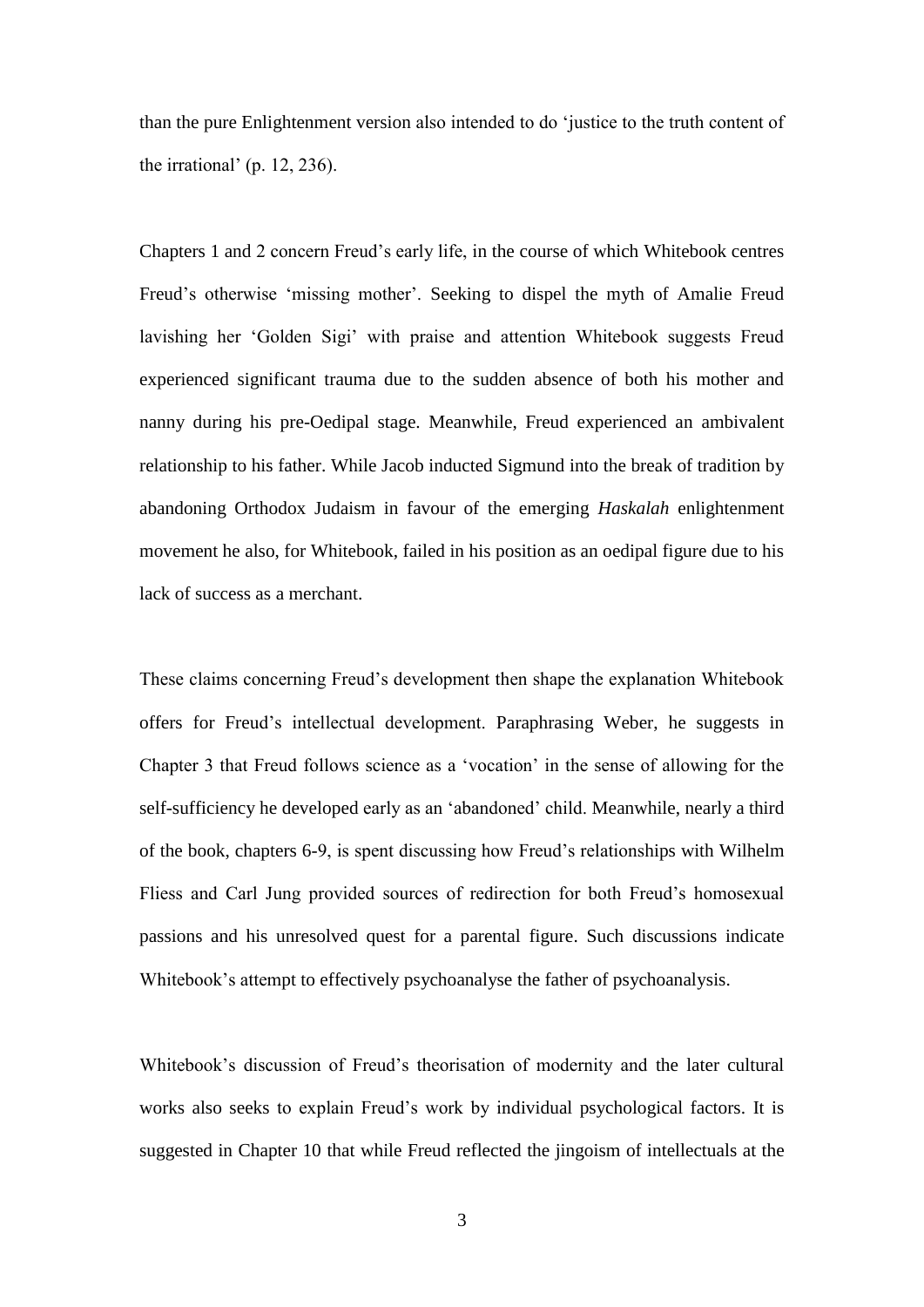than the pure Enlightenment version also intended to do 'justice to the truth content of the irrational' (p. 12, 236).

Chapters 1 and 2 concern Freud's early life, in the course of which Whitebook centres Freud's otherwise 'missing mother'. Seeking to dispel the myth of Amalie Freud lavishing her 'Golden Sigi' with praise and attention Whitebook suggests Freud experienced significant trauma due to the sudden absence of both his mother and nanny during his pre-Oedipal stage. Meanwhile, Freud experienced an ambivalent relationship to his father. While Jacob inducted Sigmund into the break of tradition by abandoning Orthodox Judaism in favour of the emerging *Haskalah* enlightenment movement he also, for Whitebook, failed in his position as an oedipal figure due to his lack of success as a merchant.

These claims concerning Freud's development then shape the explanation Whitebook offers for Freud's intellectual development. Paraphrasing Weber, he suggests in Chapter 3 that Freud follows science as a 'vocation' in the sense of allowing for the self-sufficiency he developed early as an 'abandoned' child. Meanwhile, nearly a third of the book, chapters 6-9, is spent discussing how Freud's relationships with Wilhelm Fliess and Carl Jung provided sources of redirection for both Freud's homosexual passions and his unresolved quest for a parental figure. Such discussions indicate Whitebook's attempt to effectively psychoanalyse the father of psychoanalysis.

Whitebook's discussion of Freud's theorisation of modernity and the later cultural works also seeks to explain Freud's work by individual psychological factors. It is suggested in Chapter 10 that while Freud reflected the jingoism of intellectuals at the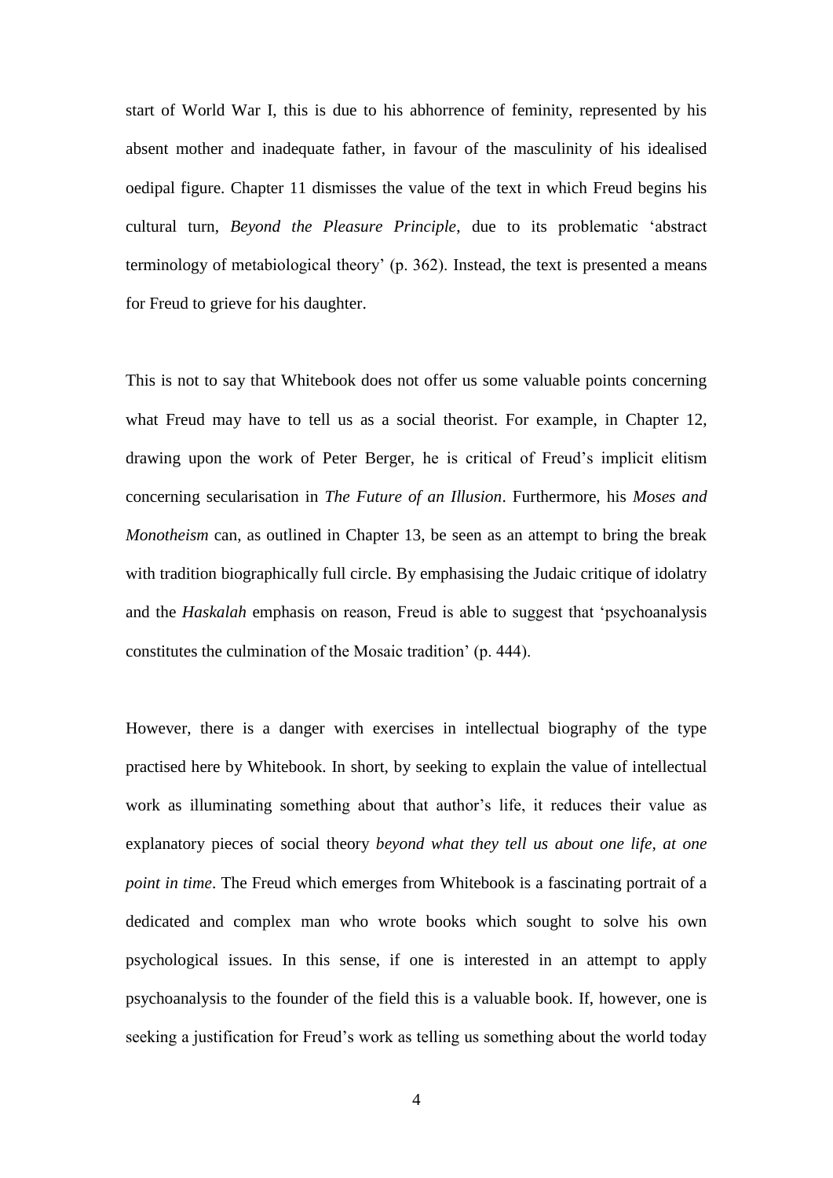start of World War I, this is due to his abhorrence of feminity, represented by his absent mother and inadequate father, in favour of the masculinity of his idealised oedipal figure. Chapter 11 dismisses the value of the text in which Freud begins his cultural turn, *Beyond the Pleasure Principle*, due to its problematic 'abstract terminology of metabiological theory' (p. 362). Instead, the text is presented a means for Freud to grieve for his daughter.

This is not to say that Whitebook does not offer us some valuable points concerning what Freud may have to tell us as a social theorist. For example, in Chapter 12, drawing upon the work of Peter Berger, he is critical of Freud's implicit elitism concerning secularisation in *The Future of an Illusion*. Furthermore, his *Moses and Monotheism* can, as outlined in Chapter 13, be seen as an attempt to bring the break with tradition biographically full circle. By emphasising the Judaic critique of idolatry and the *Haskalah* emphasis on reason, Freud is able to suggest that 'psychoanalysis constitutes the culmination of the Mosaic tradition' (p. 444).

However, there is a danger with exercises in intellectual biography of the type practised here by Whitebook. In short, by seeking to explain the value of intellectual work as illuminating something about that author's life, it reduces their value as explanatory pieces of social theory *beyond what they tell us about one life, at one point in time*. The Freud which emerges from Whitebook is a fascinating portrait of a dedicated and complex man who wrote books which sought to solve his own psychological issues. In this sense, if one is interested in an attempt to apply psychoanalysis to the founder of the field this is a valuable book. If, however, one is seeking a justification for Freud's work as telling us something about the world today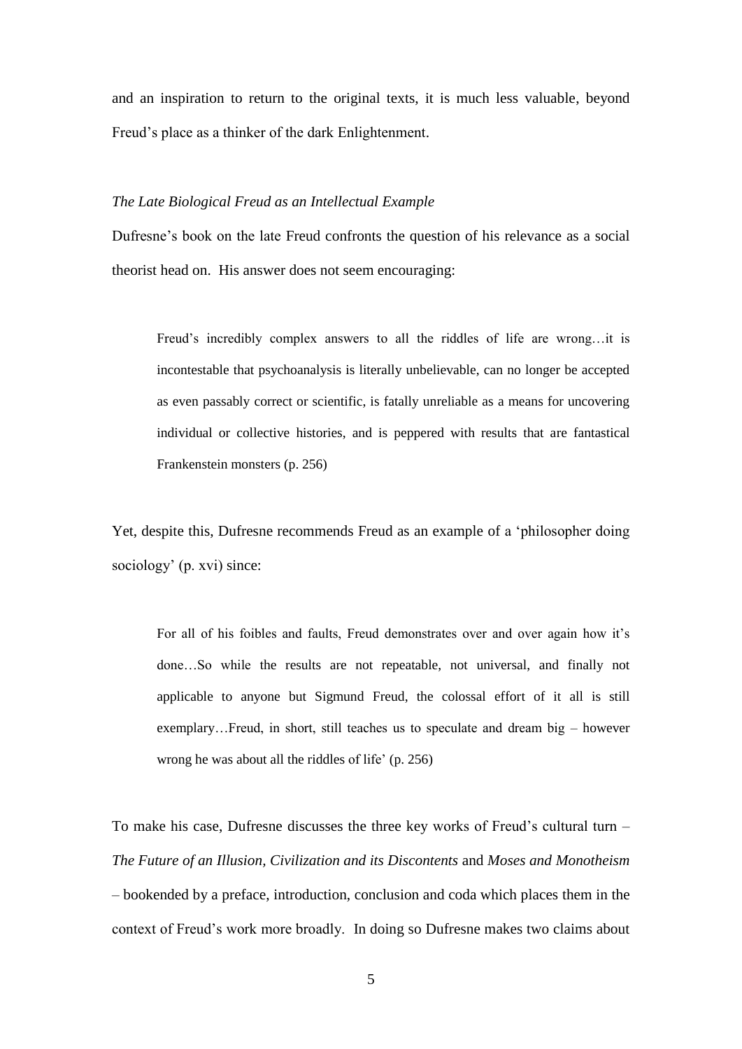and an inspiration to return to the original texts, it is much less valuable, beyond Freud's place as a thinker of the dark Enlightenment.

*The Late Biological Freud as an Intellectual Example*

Dufresne's book on the late Freud confronts the question of his relevance as a social theorist head on. His answer does not seem encouraging:

> Freud's incredibly complex answers to all the riddles of life are wrong…it is incontestable that psychoanalysis is literally unbelievable, can no longer be accepted as even passably correct or scientific, is fatally unreliable as a means for uncovering individual or collective histories, and is peppered with results that are fantastical Frankenstein monsters (p. 256)

Yet, despite this, Dufresne recommends Freud as an example of a 'philosopher doing sociology' (p. xvi) since:

> For all of his foibles and faults, Freud demonstrates over and over again how it's done…So while the results are not repeatable, not universal, and finally not applicable to anyone but Sigmund Freud, the colossal effort of it all is still exemplary…Freud, in short, still teaches us to speculate and dream big – however wrong he was about all the riddles of life' (p. 256)

To make his case, Dufresne discusses the three key works of Freud's cultural turn – *The Future of an Illusion, Civilization and its Discontents* and *Moses and Monotheism* – bookended by a preface, introduction, conclusion and coda which places them in the context of Freud's work more broadly. In doing so Dufresne makes two claims about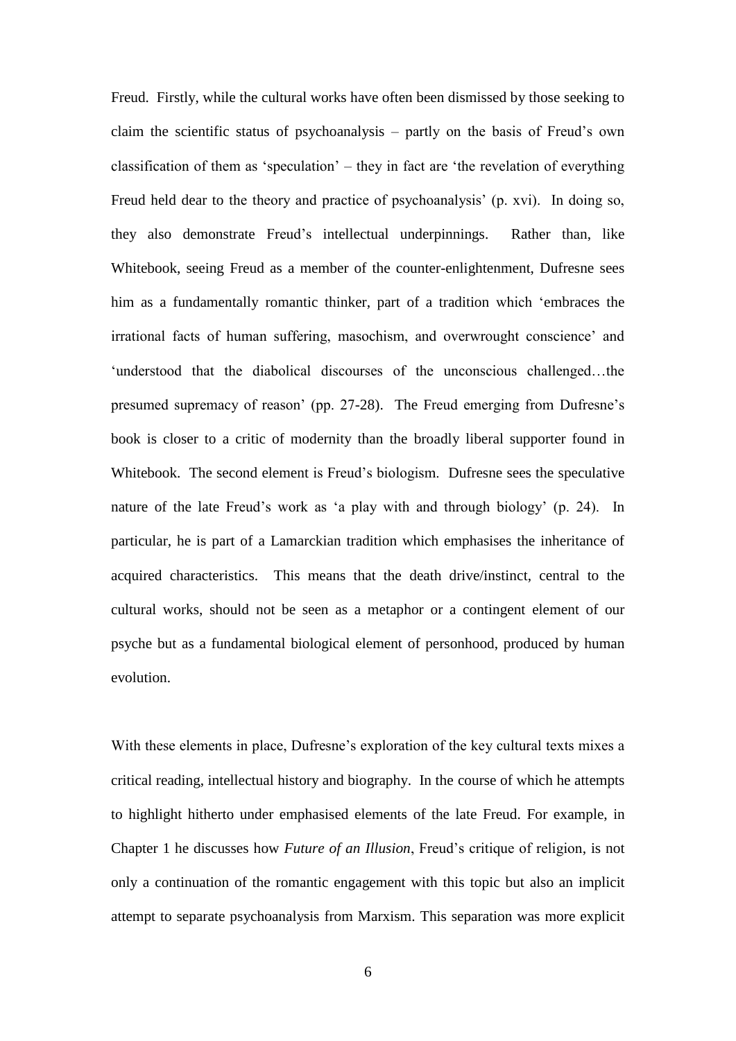Freud. Firstly, while the cultural works have often been dismissed by those seeking to claim the scientific status of psychoanalysis – partly on the basis of Freud's own classification of them as 'speculation' – they in fact are 'the revelation of everything Freud held dear to the theory and practice of psychoanalysis' (p. xvi). In doing so, they also demonstrate Freud's intellectual underpinnings. Rather than, like Whitebook, seeing Freud as a member of the counter-enlightenment, Dufresne sees him as a fundamentally romantic thinker, part of a tradition which 'embraces the irrational facts of human suffering, masochism, and overwrought conscience' and 'understood that the diabolical discourses of the unconscious challenged…the presumed supremacy of reason' (pp. 27-28). The Freud emerging from Dufresne's book is closer to a critic of modernity than the broadly liberal supporter found in Whitebook. The second element is Freud's biologism. Dufresne sees the speculative nature of the late Freud's work as 'a play with and through biology' (p. 24). In particular, he is part of a Lamarckian tradition which emphasises the inheritance of acquired characteristics. This means that the death drive/instinct, central to the cultural works, should not be seen as a metaphor or a contingent element of our psyche but as a fundamental biological element of personhood, produced by human evolution.

With these elements in place, Dufresne's exploration of the key cultural texts mixes a critical reading, intellectual history and biography. In the course of which he attempts to highlight hitherto under emphasised elements of the late Freud. For example, in Chapter 1 he discusses how *Future of an Illusion*, Freud's critique of religion, is not only a continuation of the romantic engagement with this topic but also an implicit attempt to separate psychoanalysis from Marxism. This separation was more explicit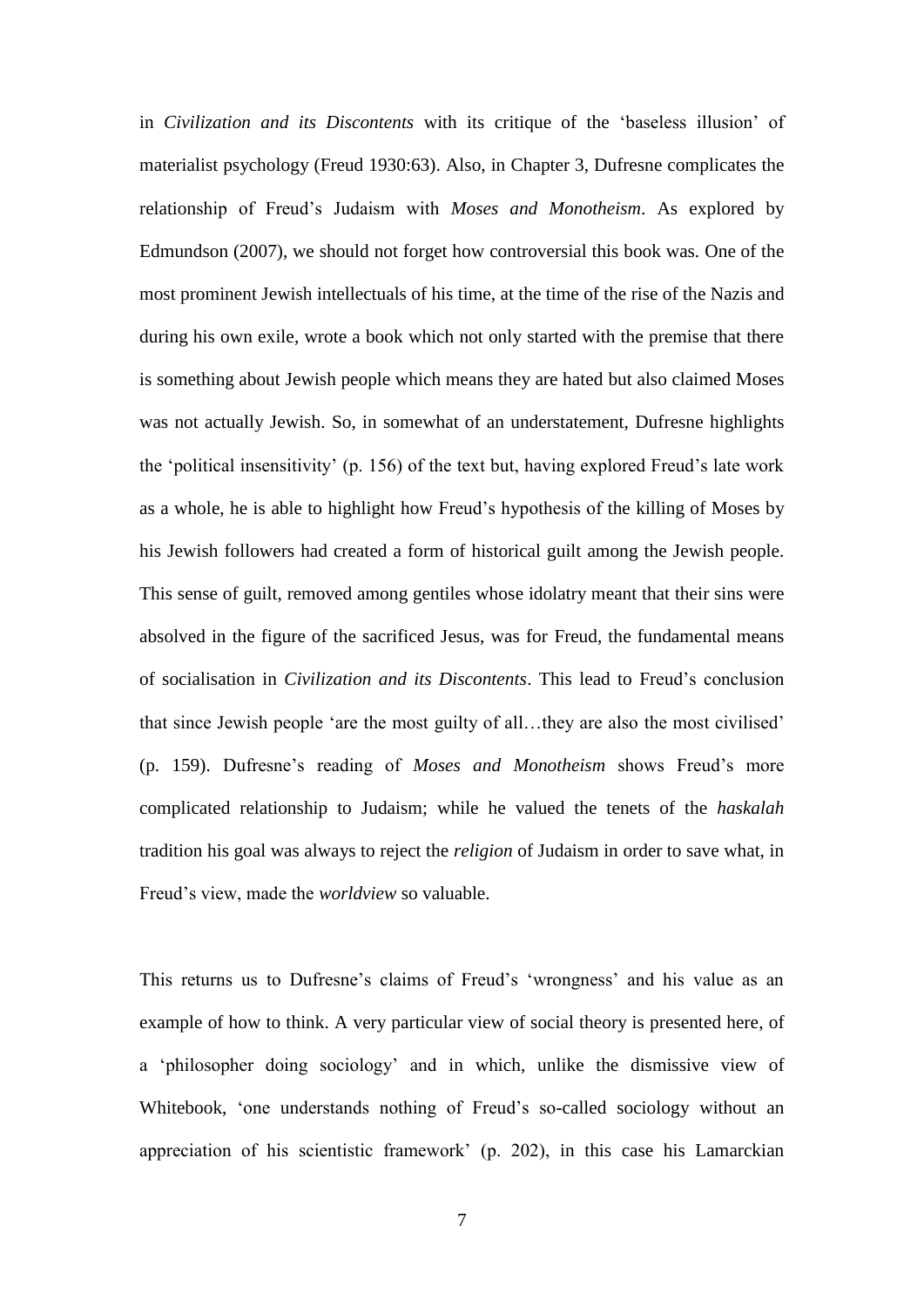in *Civilization and its Discontents* with its critique of the 'baseless illusion' of materialist psychology (Freud 1930:63). Also, in Chapter 3, Dufresne complicates the relationship of Freud's Judaism with *Moses and Monotheism*. As explored by Edmundson (2007), we should not forget how controversial this book was. One of the most prominent Jewish intellectuals of his time, at the time of the rise of the Nazis and during his own exile, wrote a book which not only started with the premise that there is something about Jewish people which means they are hated but also claimed Moses was not actually Jewish. So, in somewhat of an understatement, Dufresne highlights the 'political insensitivity' (p. 156) of the text but, having explored Freud's late work as a whole, he is able to highlight how Freud's hypothesis of the killing of Moses by his Jewish followers had created a form of historical guilt among the Jewish people. This sense of guilt, removed among gentiles whose idolatry meant that their sins were absolved in the figure of the sacrificed Jesus, was for Freud, the fundamental means of socialisation in *Civilization and its Discontents*. This lead to Freud's conclusion that since Jewish people 'are the most guilty of all…they are also the most civilised' (p. 159). Dufresne's reading of *Moses and Monotheism* shows Freud's more complicated relationship to Judaism; while he valued the tenets of the *haskalah* tradition his goal was always to reject the *religion* of Judaism in order to save what, in Freud's view, made the *worldview* so valuable.

This returns us to Dufresne's claims of Freud's 'wrongness' and his value as an example of how to think. A very particular view of social theory is presented here, of a 'philosopher doing sociology' and in which, unlike the dismissive view of Whitebook, 'one understands nothing of Freud's so-called sociology without an appreciation of his scientistic framework' (p. 202), in this case his Lamarckian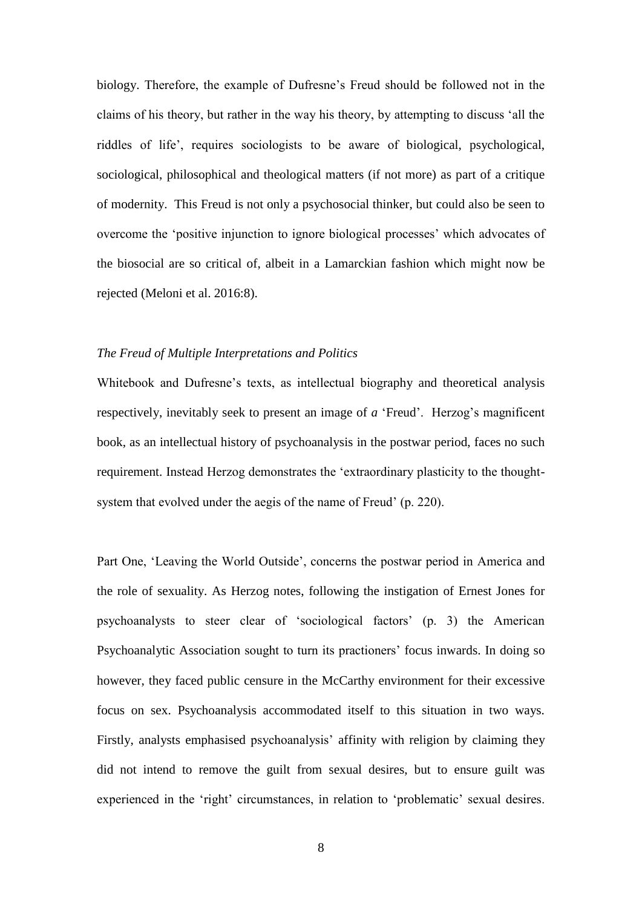biology. Therefore, the example of Dufresne's Freud should be followed not in the claims of his theory, but rather in the way his theory, by attempting to discuss 'all the riddles of life', requires sociologists to be aware of biological, psychological, sociological, philosophical and theological matters (if not more) as part of a critique of modernity. This Freud is not only a psychosocial thinker, but could also be seen to overcome the 'positive injunction to ignore biological processes' which advocates of the biosocial are so critical of, albeit in a Lamarckian fashion which might now be rejected (Meloni et al. 2016:8).

*The Freud of Multiple Interpretations and Politics*

Whitebook and Dufresne's texts, as intellectual biography and theoretical analysis respectively, inevitably seek to present an image of *a* 'Freud'. Herzog's magnificent book, as an intellectual history of psychoanalysis in the postwar period, faces no such requirement. Instead Herzog demonstrates the 'extraordinary plasticity to the thought-system that evolved under the aegis of the name of Freud' (p. 220).

Part One, 'Leaving the World Outside', concerns the postwar period in America and the role of sexuality. As Herzog notes, following the instigation of Ernest Jones for psychoanalysts to steer clear of 'sociological factors' (p. 3) the American Psychoanalytic Association sought to turn its practioners' focus inwards. In doing so however, they faced public censure in the McCarthy environment for their excessive focus on sex. Psychoanalysis accommodated itself to this situation in two ways. Firstly, analysts emphasised psychoanalysis' affinity with religion by claiming they did not intend to remove the guilt from sexual desires, but to ensure guilt was experienced in the 'right' circumstances, in relation to 'problematic' sexual desires.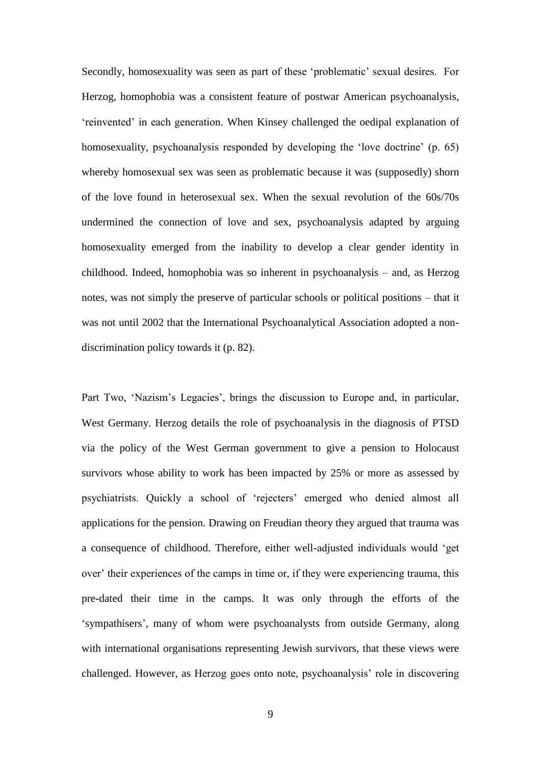Secondly, homosexuality was seen as part of these 'problematic' sexual desires. For Herzog, homophobia was a consistent feature of postwar American psychoanalysis, 'reinvented' in each generation. When Kinsey challenged the oedipal explanation of homosexuality, psychoanalysis responded by developing the 'love doctrine' (p. 65) whereby homosexual sex was seen as problematic because it was (supposedly) shorn of the love found in heterosexual sex. When the sexual revolution of the 60s/70s undermined the connection of love and sex, psychoanalysis adapted by arguing homosexuality emerged from the inability to develop a clear gender identity in childhood. Indeed, homophobia was so inherent in psychoanalysis – and, as Herzog notes, was not simply the preserve of particular schools or political positions – that it was not until 2002 that the International Psychoanalytical Association adopted a non-discrimination policy towards it (p. 82).

Part Two, 'Nazism's Legacies', brings the discussion to Europe and, in particular, West Germany. Herzog details the role of psychoanalysis in the diagnosis of PTSD via the policy of the West German government to give a pension to Holocaust survivors whose ability to work has been impacted by 25% or more as assessed by psychiatrists. Quickly a school of 'rejecters' emerged who denied almost all applications for the pension. Drawing on Freudian theory they argued that trauma was a consequence of childhood. Therefore, either well-adjusted individuals would 'get over' their experiences of the camps in time or, if they were experiencing trauma, this pre-dated their time in the camps. It was only through the efforts of the 'sympathisers', many of whom were psychoanalysts from outside Germany, along with international organisations representing Jewish survivors, that these views were challenged. However, as Herzog goes onto note, psychoanalysis' role in discovering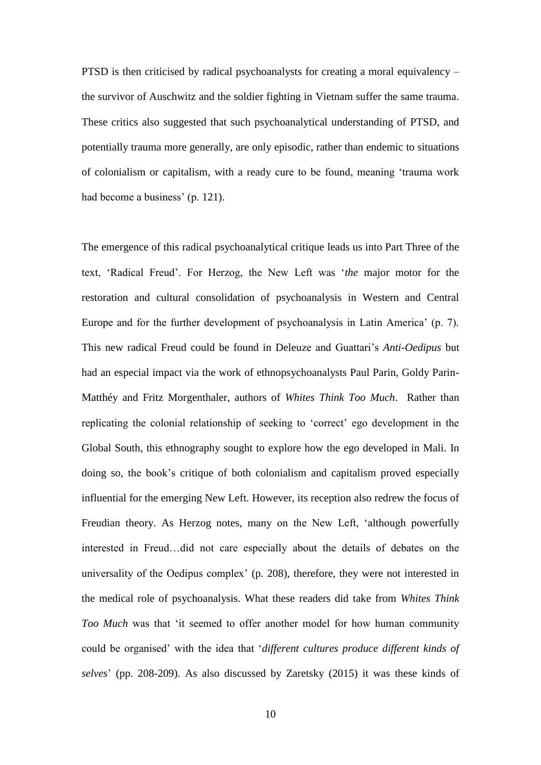PTSD is then criticised by radical psychoanalysts for creating a moral equivalency – the survivor of Auschwitz and the soldier fighting in Vietnam suffer the same trauma. These critics also suggested that such psychoanalytical understanding of PTSD, and potentially trauma more generally, are only episodic, rather than endemic to situations of colonialism or capitalism, with a ready cure to be found, meaning 'trauma work had become a business' (p. 121).

The emergence of this radical psychoanalytical critique leads us into Part Three of the text, 'Radical Freud'. For Herzog, the New Left was '*the* major motor for the restoration and cultural consolidation of psychoanalysis in Western and Central Europe and for the further development of psychoanalysis in Latin America' (p. 7). This new radical Freud could be found in Deleuze and Guattari's *Anti-Oedipus* but had an especial impact via the work of ethnopsychoanalysts Paul Parin, Goldy Parin-Matthéy and Fritz Morgenthaler, authors of *Whites Think Too Much*. Rather than replicating the colonial relationship of seeking to 'correct' ego development in the Global South, this ethnography sought to explore how the ego developed in Mali. In doing so, the book's critique of both colonialism and capitalism proved especially influential for the emerging New Left. However, its reception also redrew the focus of Freudian theory. As Herzog notes, many on the New Left, 'although powerfully interested in Freud…did not care especially about the details of debates on the universality of the Oedipus complex' (p. 208), therefore, they were not interested in the medical role of psychoanalysis. What these readers did take from *Whites Think Too Much* was that 'it seemed to offer another model for how human community could be organised' with the idea that '*different cultures produce different kinds of selves*' (pp. 208-209). As also discussed by Zaretsky (2015) it was these kinds of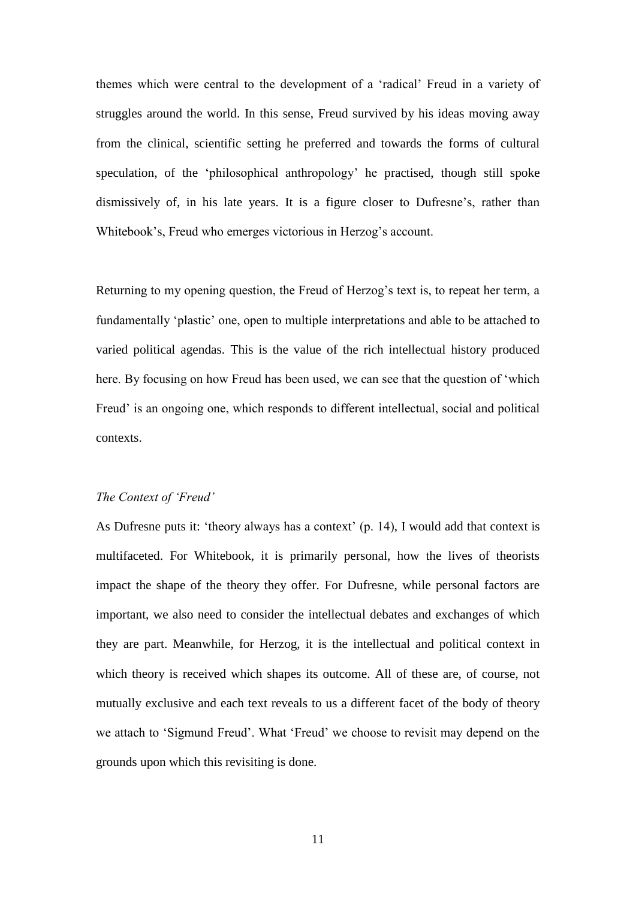themes which were central to the development of a 'radical' Freud in a variety of struggles around the world. In this sense, Freud survived by his ideas moving away from the clinical, scientific setting he preferred and towards the forms of cultural speculation, of the 'philosophical anthropology' he practised, though still spoke dismissively of, in his late years. It is a figure closer to Dufresne's, rather than Whitebook's, Freud who emerges victorious in Herzog's account.

Returning to my opening question, the Freud of Herzog's text is, to repeat her term, a fundamentally 'plastic' one, open to multiple interpretations and able to be attached to varied political agendas. This is the value of the rich intellectual history produced here. By focusing on how Freud has been used, we can see that the question of 'which Freud' is an ongoing one, which responds to different intellectual, social and political contexts.

*The Context of 'Freud'*

As Dufresne puts it: 'theory always has a context' (p. 14), I would add that context is multifaceted. For Whitebook, it is primarily personal, how the lives of theorists impact the shape of the theory they offer. For Dufresne, while personal factors are important, we also need to consider the intellectual debates and exchanges of which they are part. Meanwhile, for Herzog, it is the intellectual and political context in which theory is received which shapes its outcome. All of these are, of course, not mutually exclusive and each text reveals to us a different facet of the body of theory we attach to 'Sigmund Freud'. What 'Freud' we choose to revisit may depend on the grounds upon which this revisiting is done.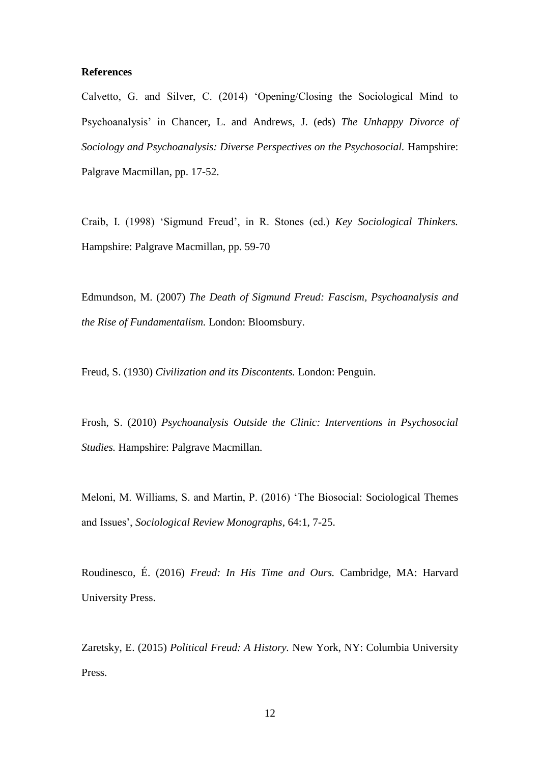**References**

Calvetto, G. and Silver, C. (2014) 'Opening/Closing the Sociological Mind to Psychoanalysis' in Chancer, L. and Andrews, J. (eds) *The Unhappy Divorce of Sociology and Psychoanalysis: Diverse Perspectives on the Psychosocial.* Hampshire: Palgrave Macmillan, pp. 17-52.

Craib, I. (1998) 'Sigmund Freud', in R. Stones (ed.) *Key Sociological Thinkers.* Hampshire: Palgrave Macmillan, pp. 59-70

Edmundson, M. (2007) *The Death of Sigmund Freud: Fascism, Psychoanalysis and the Rise of Fundamentalism.* London: Bloomsbury.

Freud, S. (1930) *Civilization and its Discontents.* London: Penguin.

Frosh, S. (2010) *Psychoanalysis Outside the Clinic: Interventions in Psychosocial Studies.* Hampshire: Palgrave Macmillan.

Meloni, M. Williams, S. and Martin, P. (2016) 'The Biosocial: Sociological Themes and Issues', *Sociological Review Monographs*, 64:1, 7-25.

Roudinesco, É. (2016) *Freud: In His Time and Ours.* Cambridge, MA: Harvard University Press.

Zaretsky, E. (2015) *Political Freud: A History.* New York, NY: Columbia University Press.